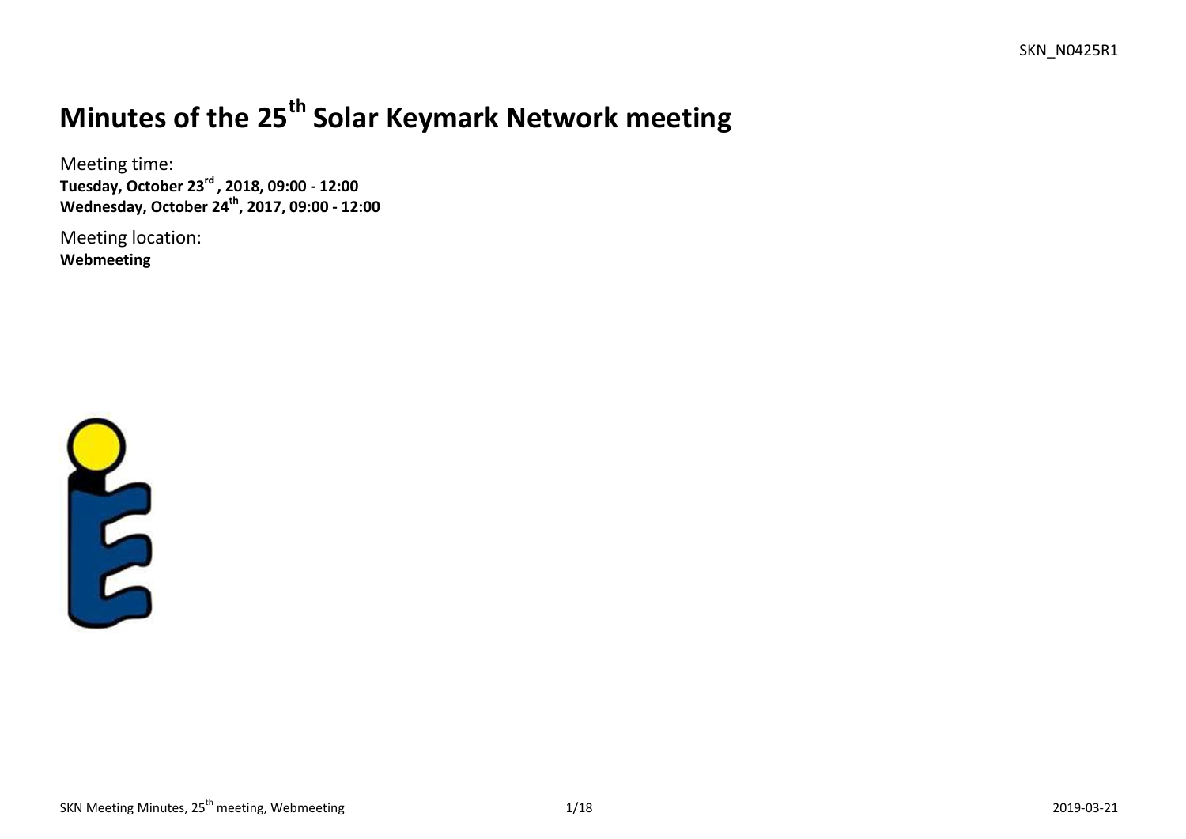SKN_N0425R1

# Minutes of the 25th Solar Keymark Network meeting

Meeting time:
**Tuesday, October 23rd , 2018, 09:00 - 12:00**
**Wednesday, October 24th, 2017, 09:00 - 12:00**

Meeting location:
**Webmeeting**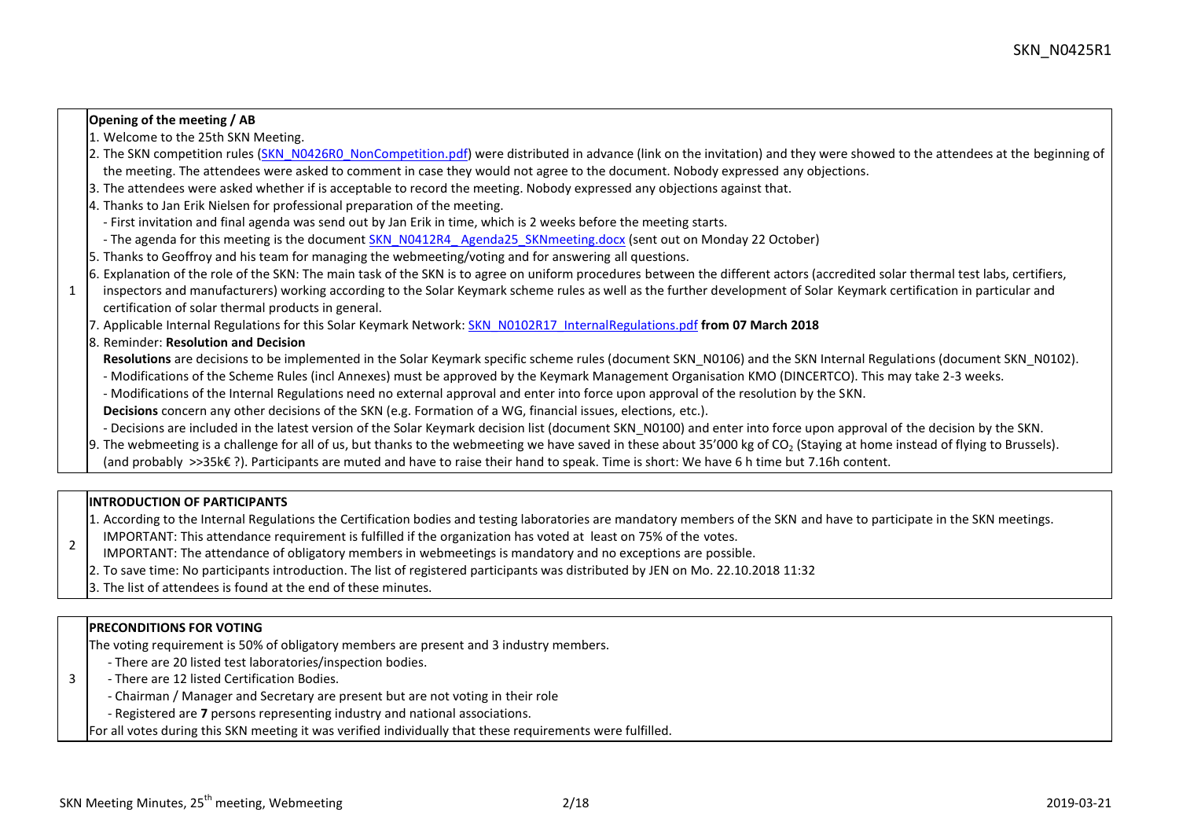| | |
|---|---|
| 1 | **Opening of the meeting / AB**<br>1. Welcome to the 25th SKN Meeting.<br>2. The SKN competition rules (SKN_N0426R0_NonCompetition.pdf) were distributed in advance (link on the invitation) and they were showed to the attendees at the beginning of the meeting. The attendees were asked to comment in case they would not agree to the document. Nobody expressed any objections.<br>3. The attendees were asked whether if is acceptable to record the meeting. Nobody expressed any objections against that.<br>4. Thanks to Jan Erik Nielsen for professional preparation of the meeting.<br>- First invitation and final agenda was send out by Jan Erik in time, which is 2 weeks before the meeting starts.<br>- The agenda for this meeting is the document SKN_N0412R4_ Agenda25_SKNmeeting.docx (sent out on Monday 22 October)<br>5. Thanks to Geoffroy and his team for managing the webmeeting/voting and for answering all questions.<br>6. Explanation of the role of the SKN: The main task of the SKN is to agree on uniform procedures between the different actors (accredited solar thermal test labs, certifiers, inspectors and manufacturers) working according to the Solar Keymark scheme rules as well as the further development of Solar Keymark certification in particular and certification of solar thermal products in general.<br>7. Applicable Internal Regulations for this Solar Keymark Network: SKN_N0102R17_InternalRegulations.pdf **from 07 March 2018**<br>8. Reminder: **Resolution and Decision**<br>**Resolutions** are decisions to be implemented in the Solar Keymark specific scheme rules (document SKN_N0106) and the SKN Internal Regulations (document SKN_N0102).<br>- Modifications of the Scheme Rules (incl Annexes) must be approved by the Keymark Management Organisation KMO (DINCERTCO). This may take 2-3 weeks.<br>- Modifications of the Internal Regulations need no external approval and enter into force upon approval of the resolution by the SKN.<br>**Decisions** concern any other decisions of the SKN (e.g. Formation of a WG, financial issues, elections, etc.).<br>- Decisions are included in the latest version of the Solar Keymark decision list (document SKN_N0100) and enter into force upon approval of the decision by the SKN.<br>9. The webmeeting is a challenge for all of us, but thanks to the webmeeting we have saved in these about 35'000 kg of $CO_2$ (Staying at home instead of flying to Brussels). (and probably >>35k€ ?). Participants are muted and have to raise their hand to speak. Time is short: We have 6 h time but 7.16h content. |

| | |
|---|---|
| 2 | **INTRODUCTION OF PARTICIPANTS**<br>1. According to the Internal Regulations the Certification bodies and testing laboratories are mandatory members of the SKN and have to participate in the SKN meetings.<br>IMPORTANT: This attendance requirement is fulfilled if the organization has voted at least on 75% of the votes.<br>IMPORTANT: The attendance of obligatory members in webmeetings is mandatory and no exceptions are possible.<br>2. To save time: No participants introduction. The list of registered participants was distributed by JEN on Mo. 22.10.2018 11:32<br>3. The list of attendees is found at the end of these minutes. |

| | |
|---|---|
| 3 | **PRECONDITIONS FOR VOTING**<br>The voting requirement is 50% of obligatory members are present and 3 industry members.<br>- There are 20 listed test laboratories/inspection bodies.<br>- There are 12 listed Certification Bodies.<br>- Chairman / Manager and Secretary are present but are not voting in their role<br>- Registered are **7** persons representing industry and national associations.<br>For all votes during this SKN meeting it was verified individually that these requirements were fulfilled. |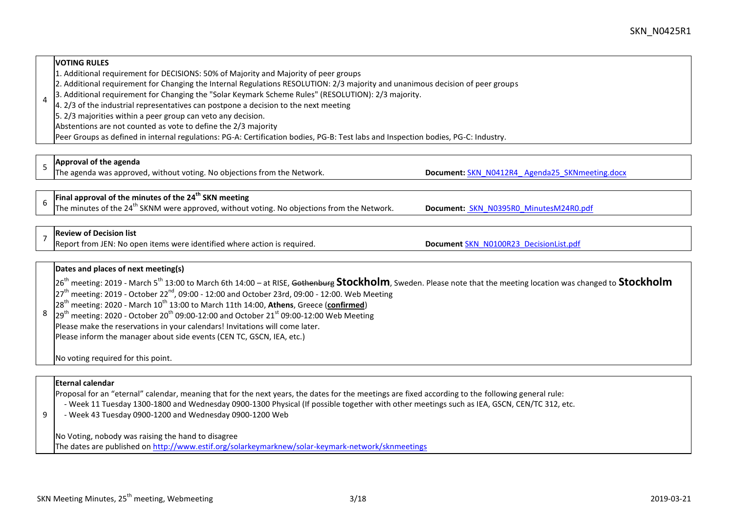| 4 | **VOTING RULES**<br>1. Additional requirement for DECISIONS: 50% of Majority and Majority of peer groups<br>2. Additional requirement for Changing the Internal Regulations RESOLUTION: 2/3 majority and unanimous decision of peer groups<br>3. Additional requirement for Changing the "Solar Keymark Scheme Rules" (RESOLUTION): 2/3 majority.<br>4. 2/3 of the industrial representatives can postpone a decision to the next meeting<br>5. 2/3 majorities within a peer group can veto any decision.<br>Abstentions are not counted as vote to define the 2/3 majority<br>Peer Groups as defined in internal regulations: PG-A: Certification bodies, PG-B: Test labs and Inspection bodies, PG-C: Industry. |
|---|---|

| 5 | **Approval of the agenda**<br>The agenda was approved, without voting. No objections from the Network. **Document:** SKN_N0412R4_ Agenda25_SKNmeeting.docx |
|---|---|

| 6 | **Final approval of the minutes of the 24th SKN meeting**<br>The minutes of the 24th SKNM were approved, without voting. No objections from the Network. **Document:** SKN_N0395R0_MinutesM24R0.pdf |
|---|---|

| 7 | **Review of Decision list**<br>Report from JEN: No open items were identified where action is required. **Document** SKN_N0100R23_DecisionList.pdf |
|---|---|

| 8 | **Dates and places of next meeting(s)**<br>26th meeting: 2019 - March 5th 13:00 to March 6th 14:00 – at RISE, ~~Gothenburg~~ **Stockholm**, Sweden. Please note that the meeting location was changed to **Stockholm**<br>27th meeting: 2019 - October 22nd, 09:00 - 12:00 and October 23rd, 09:00 - 12:00. Web Meeting<br>28th meeting: 2020 - March 10th 13:00 to March 11th 14:00, **Athens**, Greece (**confirmed**)<br>29th meeting: 2020 - October 20th 09:00-12:00 and October 21st 09:00-12:00 Web Meeting<br>Please make the reservations in your calendars! Invitations will come later.<br>Please inform the manager about side events (CEN TC, GSCN, IEA, etc.)<br><br>No voting required for this point. |
|---|---|

| 9 | **Eternal calendar**<br>Proposal for an "eternal" calendar, meaning that for the next years, the dates for the meetings are fixed according to the following general rule:<br>- Week 11 Tuesday 1300-1800 and Wednesday 0900-1300 Physical (If possible together with other meetings such as IEA, GSCN, CEN/TC 312, etc.<br>- Week 43 Tuesday 0900-1200 and Wednesday 0900-1200 Web<br><br>No Voting, nobody was raising the hand to disagree<br>The dates are published on http://www.estif.org/solarkeymarknew/solar-keymark-network/sknmeetings |
|---|---|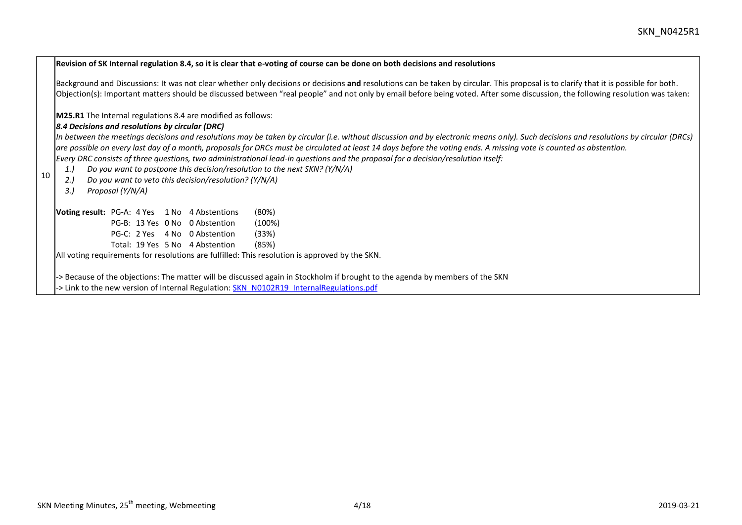10

**Revision of SK Internal regulation 8.4, so it is clear that e-voting of course can be done on both decisions and resolutions**

Background and Discussions: It was not clear whether only decisions or decisions **and** resolutions can be taken by circular. This proposal is to clarify that it is possible for both.
Objection(s): Important matters should be discussed between "real people" and not only by email before being voted. After some discussion, the following resolution was taken:

**M25.R1** The Internal regulations 8.4 are modified as follows:

***8.4 Decisions and resolutions by circular (DRC)***

*In between the meetings decisions and resolutions may be taken by circular (i.e. without discussion and by electronic means only). Such decisions and resolutions by circular (DRCs) are possible on every last day of a month, proposals for DRCs must be circulated at least 14 days before the voting ends. A missing vote is counted as abstention.*
*Every DRC consists of three questions, two administrational lead-in questions and the proposal for a decision/resolution itself:*

*1.) Do you want to postpone this decision/resolution to the next SKN? (Y/N/A)*
*2.) Do you want to veto this decision/resolution? (Y/N/A)*
*3.) Proposal (Y/N/A)*

**Voting result:**

| | Yes | No | Abstention | |
|---|---|---|---|---|
| PG-A: | 4 Yes | 1 No | 4 Abstentions | (80%) |
| PG-B: | 13 Yes | 0 No | 0 Abstention | (100%) |
| PG-C: | 2 Yes | 4 No | 0 Abstention | (33%) |
| Total: | 19 Yes | 5 No | 4 Abstention | (85%) |

All voting requirements for resolutions are fulfilled: This resolution is approved by the SKN.

-> Because of the objections: The matter will be discussed again in Stockholm if brought to the agenda by members of the SKN
-> Link to the new version of Internal Regulation: SKN_N0102R19_InternalRegulations.pdf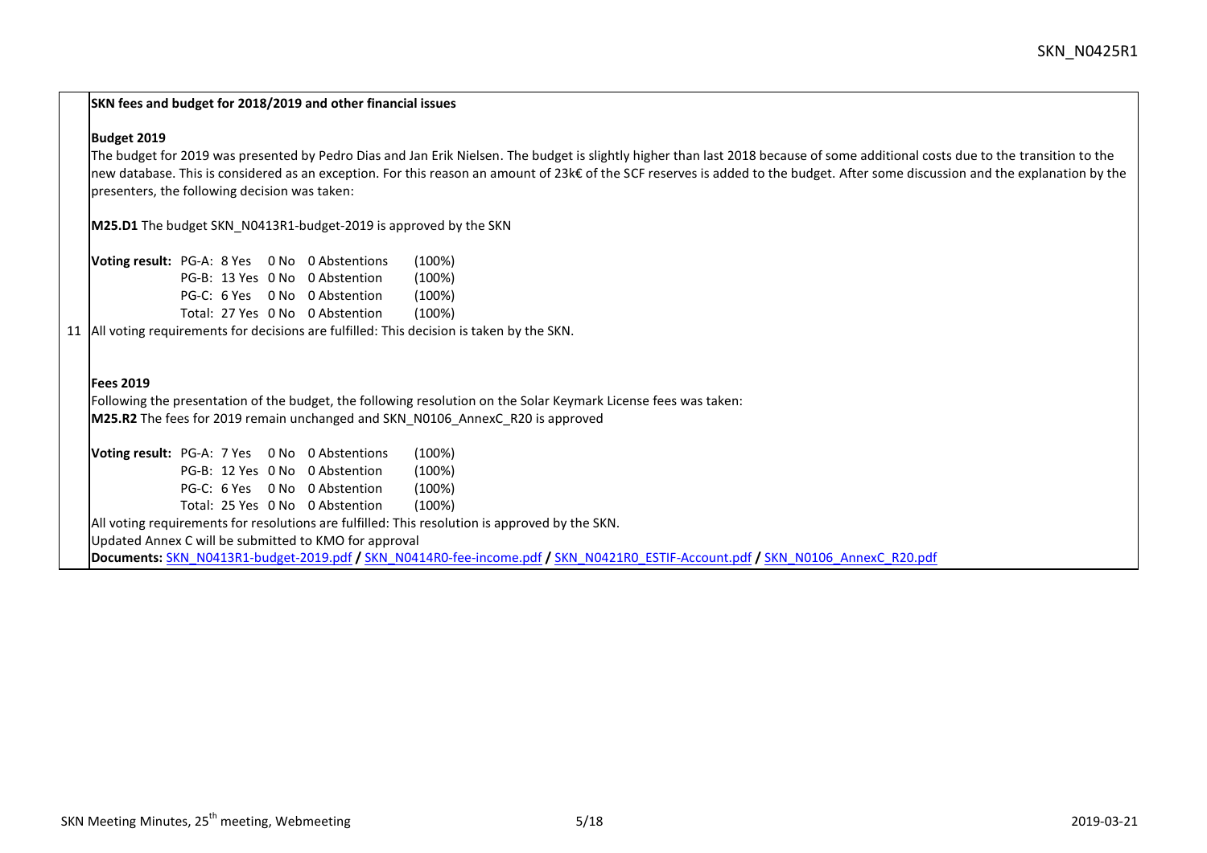**SKN fees and budget for 2018/2019 and other financial issues**

**Budget 2019**

The budget for 2019 was presented by Pedro Dias and Jan Erik Nielsen. The budget is slightly higher than last 2018 because of some additional costs due to the transition to the new database. This is considered as an exception. For this reason an amount of 23k€ of the SCF reserves is added to the budget. After some discussion and the explanation by the presenters, the following decision was taken:

**M25.D1** The budget SKN_N0413R1-budget-2019 is approved by the SKN

| **Voting result:** | PG-A: | 8 Yes | 0 No | 0 Abstentions | (100%) |
|---|---|---|---|---|---|
| | PG-B: | 13 Yes | 0 No | 0 Abstention | (100%) |
| | PG-C: | 6 Yes | 0 No | 0 Abstention | (100%) |
| | Total: | 27 Yes | 0 No | 0 Abstention | (100%) |

11 All voting requirements for decisions are fulfilled: This decision is taken by the SKN.

**Fees 2019**

Following the presentation of the budget, the following resolution on the Solar Keymark License fees was taken:

**M25.R2** The fees for 2019 remain unchanged and SKN_N0106_AnnexC_R20 is approved

| **Voting result:** | PG-A: | 7 Yes | 0 No | 0 Abstentions | (100%) |
|---|---|---|---|---|---|
| | PG-B: | 12 Yes | 0 No | 0 Abstention | (100%) |
| | PG-C: | 6 Yes | 0 No | 0 Abstention | (100%) |
| | Total: | 25 Yes | 0 No | 0 Abstention | (100%) |

All voting requirements for resolutions are fulfilled: This resolution is approved by the SKN.

Updated Annex C will be submitted to KMO for approval

**Documents:** SKN_N0413R1-budget-2019.pdf / SKN_N0414R0-fee-income.pdf / SKN_N0421R0_ESTIF-Account.pdf / SKN_N0106_AnnexC_R20.pdf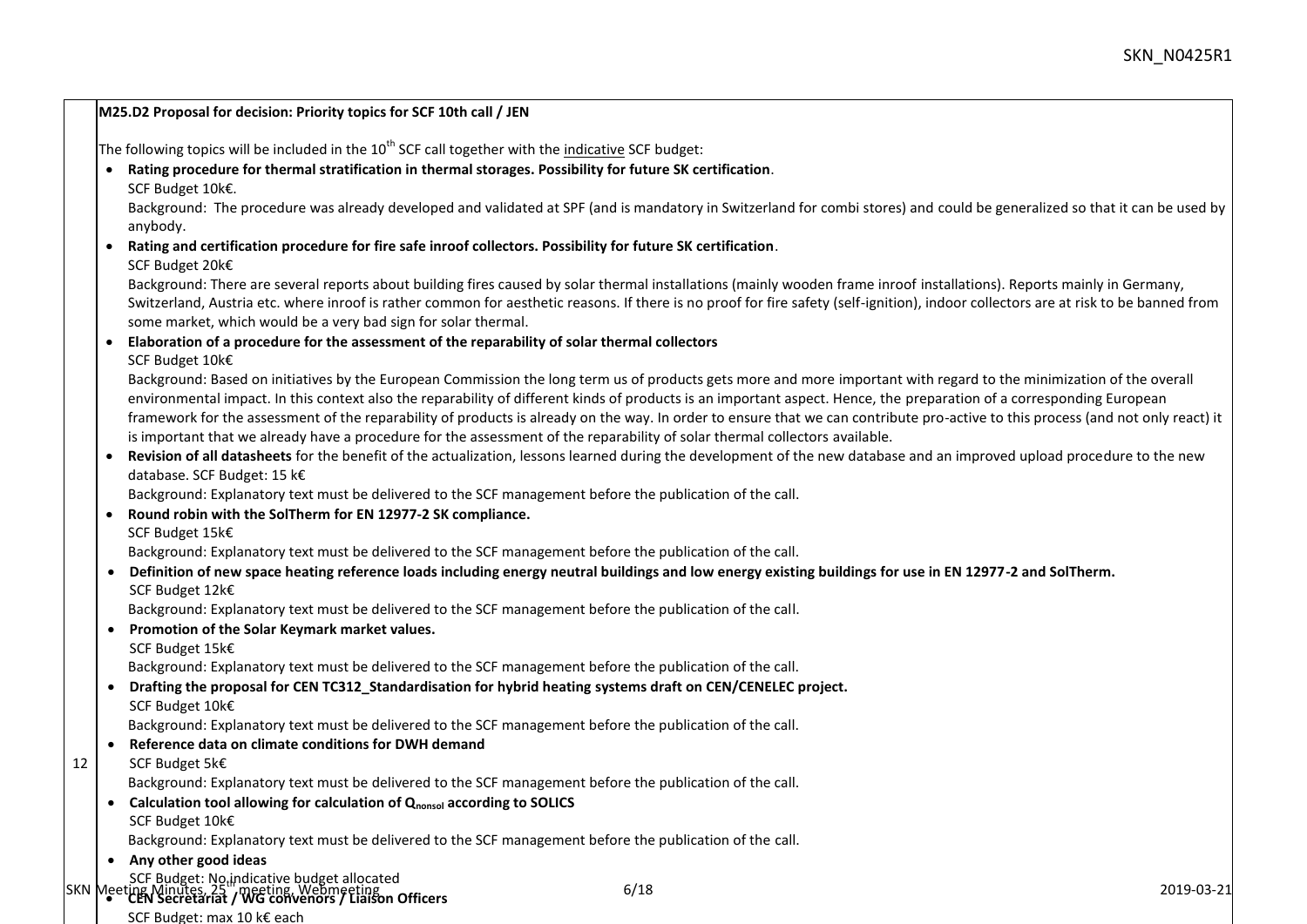**M25.D2 Proposal for decision: Priority topics for SCF 10th call / JEN**

The following topics will be included in the 10th SCF call together with the indicative SCF budget:

- **Rating procedure for thermal stratification in thermal storages. Possibility for future SK certification**.
  SCF Budget 10k€.
  Background: The procedure was already developed and validated at SPF (and is mandatory in Switzerland for combi stores) and could be generalized so that it can be used by anybody.
- **Rating and certification procedure for fire safe inroof collectors. Possibility for future SK certification**.
  SCF Budget 20k€
  Background: There are several reports about building fires caused by solar thermal installations (mainly wooden frame inroof installations). Reports mainly in Germany, Switzerland, Austria etc. where inroof is rather common for aesthetic reasons. If there is no proof for fire safety (self-ignition), indoor collectors are at risk to be banned from some market, which would be a very bad sign for solar thermal.
- **Elaboration of a procedure for the assessment of the reparability of solar thermal collectors**
  SCF Budget 10k€
  Background: Based on initiatives by the European Commission the long term us of products gets more and more important with regard to the minimization of the overall environmental impact. In this context also the reparability of different kinds of products is an important aspect. Hence, the preparation of a corresponding European framework for the assessment of the reparability of products is already on the way. In order to ensure that we can contribute pro-active to this process (and not only react) it is important that we already have a procedure for the assessment of the reparability of solar thermal collectors available.
- **Revision of all datasheets** for the benefit of the actualization, lessons learned during the development of the new database and an improved upload procedure to the new database. SCF Budget: 15 k€
  Background: Explanatory text must be delivered to the SCF management before the publication of the call.
- **Round robin with the SolTherm for EN 12977-2 SK compliance.**
  SCF Budget 15k€
  Background: Explanatory text must be delivered to the SCF management before the publication of the call.
- **Definition of new space heating reference loads including energy neutral buildings and low energy existing buildings for use in EN 12977-2 and SolTherm.**
  SCF Budget 12k€
  Background: Explanatory text must be delivered to the SCF management before the publication of the call.
- **Promotion of the Solar Keymark market values.**
  SCF Budget 15k€
  Background: Explanatory text must be delivered to the SCF management before the publication of the call.
- **Drafting the proposal for CEN TC312_Standardisation for hybrid heating systems draft on CEN/CENELEC project.**
  SCF Budget 10k€
  Background: Explanatory text must be delivered to the SCF management before the publication of the call.
- **Reference data on climate conditions for DWH demand**
  SCF Budget 5k€
  Background: Explanatory text must be delivered to the SCF management before the publication of the call.
- **Calculation tool allowing for calculation of $Q_{nonsol}$ according to SOLICS**
  SCF Budget 10k€
  Background: Explanatory text must be delivered to the SCF management before the publication of the call.
- **Any other good ideas**
  SCF Budget: No indicative budget allocated
- **CEN Secretariat / WG convenors / Liaison Officers**
  SCF Budget: max 10 k€ each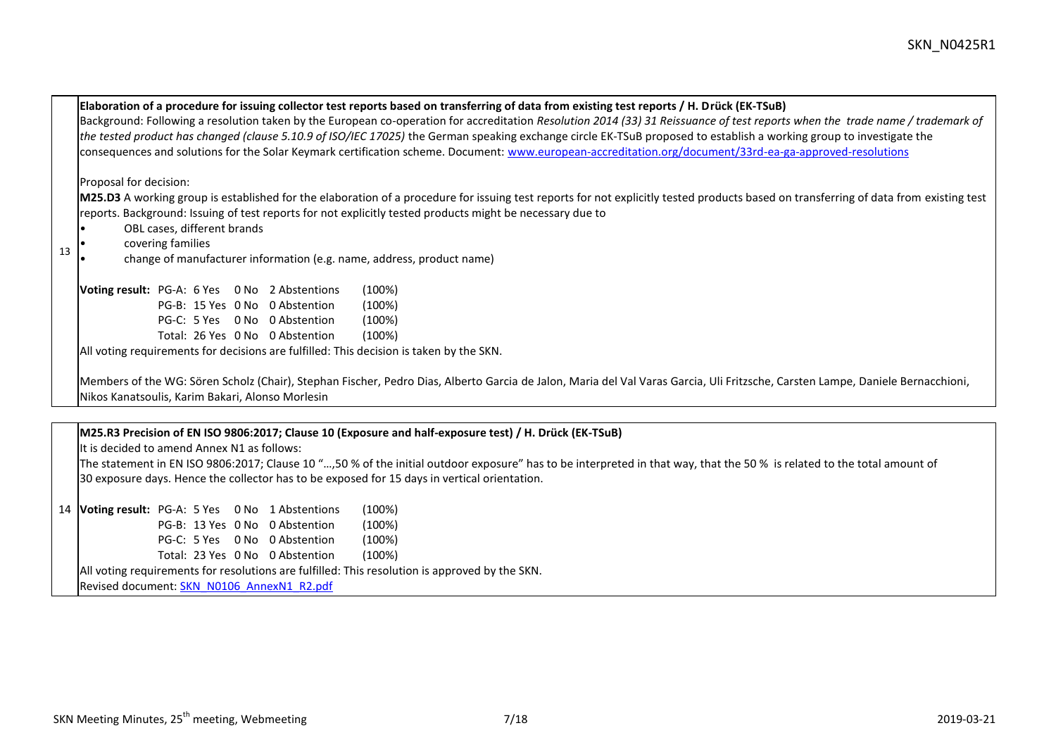**13**

**Elaboration of a procedure for issuing collector test reports based on transferring of data from existing test reports / H. Drück (EK-TSuB)**

Background: Following a resolution taken by the European co-operation for accreditation *Resolution 2014 (33) 31 Reissuance of test reports when the trade name / trademark of the tested product has changed (clause 5.10.9 of ISO/IEC 17025)* the German speaking exchange circle EK-TSuB proposed to establish a working group to investigate the consequences and solutions for the Solar Keymark certification scheme. Document: [www.european-accreditation.org/document/33rd-ea-ga-approved-resolutions](http://www.european-accreditation.org/document/33rd-ea-ga-approved-resolutions)

Proposal for decision:

**M25.D3** A working group is established for the elaboration of a procedure for issuing test reports for not explicitly tested products based on transferring of data from existing test reports. Background: Issuing of test reports for not explicitly tested products might be necessary due to

- OBL cases, different brands
- covering families
- change of manufacturer information (e.g. name, address, product name)

| **Voting result:** | | | | |
|---|---|---|---|---|
| PG-A: | 6 Yes | 0 No | 2 Abstentions | (100%) |
| PG-B: | 15 Yes | 0 No | 0 Abstention | (100%) |
| PG-C: | 5 Yes | 0 No | 0 Abstention | (100%) |
| Total: | 26 Yes | 0 No | 0 Abstention | (100%) |

All voting requirements for decisions are fulfilled: This decision is taken by the SKN.

Members of the WG: Sören Scholz (Chair), Stephan Fischer, Pedro Dias, Alberto Garcia de Jalon, Maria del Val Varas Garcia, Uli Fritzsche, Carsten Lampe, Daniele Bernacchioni, Nikos Kanatsoulis, Karim Bakari, Alonso Morlesin

**14**

**M25.R3 Precision of EN ISO 9806:2017; Clause 10 (Exposure and half-exposure test) / H. Drück (EK-TSuB)**

It is decided to amend Annex N1 as follows:

The statement in EN ISO 9806:2017; Clause 10 "…,50 % of the initial outdoor exposure" has to be interpreted in that way, that the 50 % is related to the total amount of 30 exposure days. Hence the collector has to be exposed for 15 days in vertical orientation.

| **Voting result:** | | | | |
|---|---|---|---|---|
| PG-A: | 5 Yes | 0 No | 1 Abstentions | (100%) |
| PG-B: | 13 Yes | 0 No | 0 Abstention | (100%) |
| PG-C: | 5 Yes | 0 No | 0 Abstention | (100%) |
| Total: | 23 Yes | 0 No | 0 Abstention | (100%) |

All voting requirements for resolutions are fulfilled: This resolution is approved by the SKN.

Revised document: SKN_N0106_AnnexN1_R2.pdf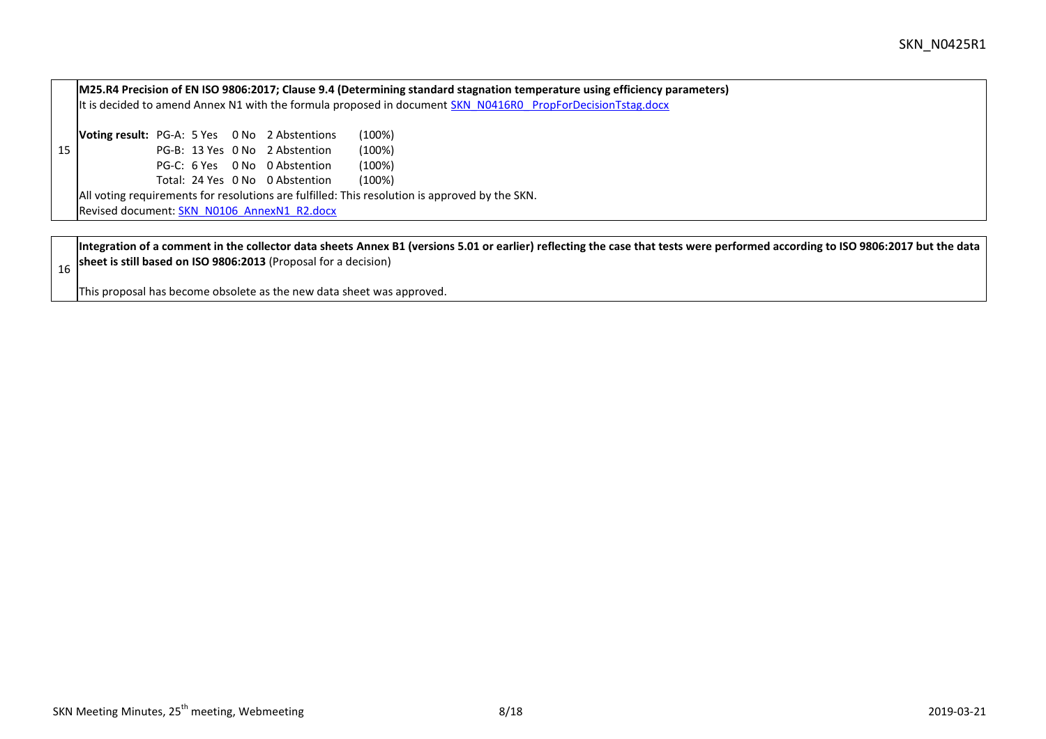| | |
|---|---|
| 15 | **M25.R4 Precision of EN ISO 9806:2017; Clause 9.4 (Determining standard stagnation temperature using efficiency parameters)**<br>It is decided to amend Annex N1 with the formula proposed in document SKN_N0416R0_PropForDecisionTstag.docx<br><br>**Voting result:** PG-A: 5 Yes 0 No 2 Abstentions (100%)<br>PG-B: 13 Yes 0 No 2 Abstention (100%)<br>PG-C: 6 Yes 0 No 0 Abstention (100%)<br>Total: 24 Yes 0 No 0 Abstention (100%)<br>All voting requirements for resolutions are fulfilled: This resolution is approved by the SKN.<br>Revised document: SKN_N0106_AnnexN1_R2.docx |

| | |
|---|---|
| 16 | **Integration of a comment in the collector data sheets Annex B1 (versions 5.01 or earlier) reflecting the case that tests were performed according to ISO 9806:2017 but the data sheet is still based on ISO 9806:2013** (Proposal for a decision)<br><br>This proposal has become obsolete as the new data sheet was approved. |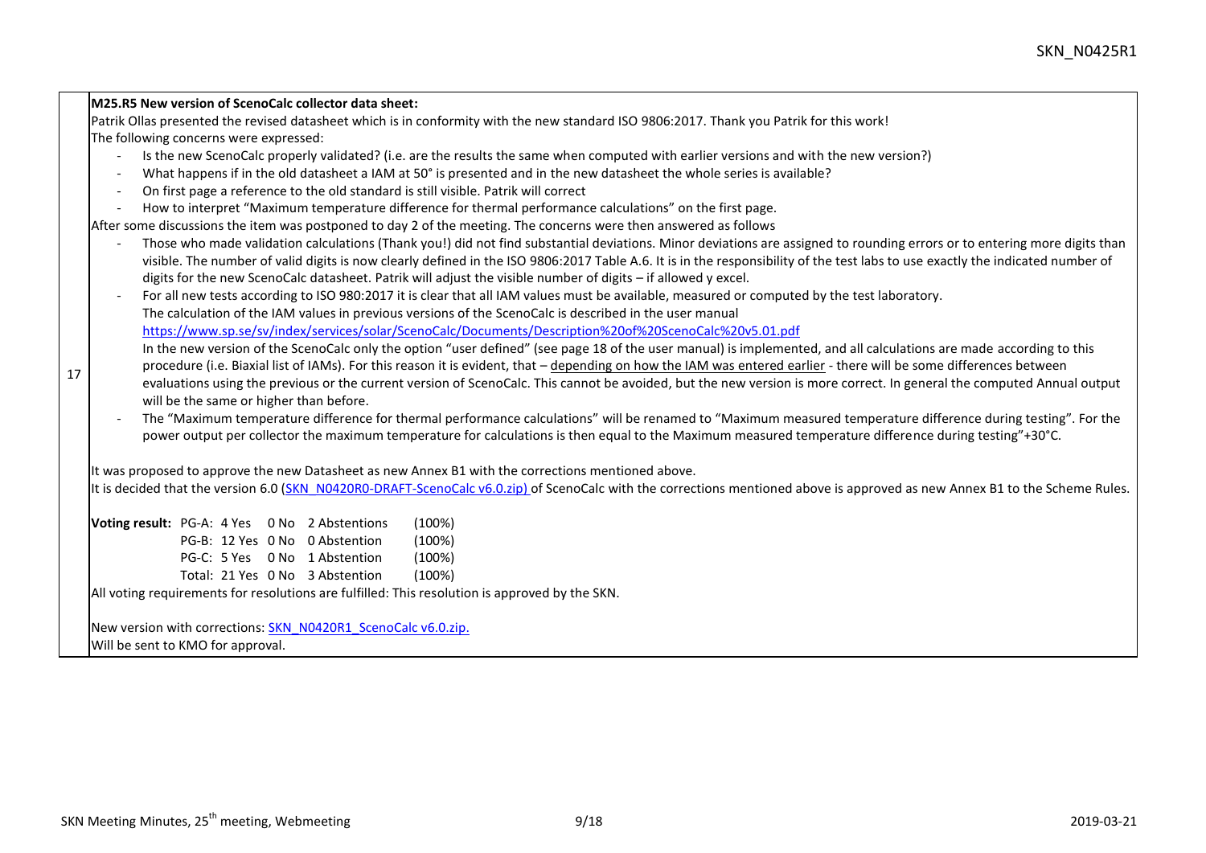17

**M25.R5 New version of ScenoCalc collector data sheet:**

Patrik Ollas presented the revised datasheet which is in conformity with the new standard ISO 9806:2017. Thank you Patrik for this work!

The following concerns were expressed:

- Is the new ScenoCalc properly validated? (i.e. are the results the same when computed with earlier versions and with the new version?)
- What happens if in the old datasheet a IAM at 50° is presented and in the new datasheet the whole series is available?
- On first page a reference to the old standard is still visible. Patrik will correct
- How to interpret "Maximum temperature difference for thermal performance calculations" on the first page.

After some discussions the item was postponed to day 2 of the meeting. The concerns were then answered as follows

- Those who made validation calculations (Thank you!) did not find substantial deviations. Minor deviations are assigned to rounding errors or to entering more digits than visible. The number of valid digits is now clearly defined in the ISO 9806:2017 Table A.6. It is in the responsibility of the test labs to use exactly the indicated number of digits for the new ScenoCalc datasheet. Patrik will adjust the visible number of digits – if allowed y excel.
- For all new tests according to ISO 980:2017 it is clear that all IAM values must be available, measured or computed by the test laboratory.
  The calculation of the IAM values in previous versions of the ScenoCalc is described in the user manual
  [https://www.sp.se/sv/index/services/solar/ScenoCalc/Documents/Description%20of%20ScenoCalc%20v5.01.pdf](https://www.sp.se/sv/index/services/solar/ScenoCalc/Documents/Description%20of%20ScenoCalc%20v5.01.pdf)
  In the new version of the ScenoCalc only the option "user defined" (see page 18 of the user manual) is implemented, and all calculations are made according to this procedure (i.e. Biaxial list of IAMs). For this reason it is evident, that – depending on how the IAM was entered earlier - there will be some differences between evaluations using the previous or the current version of ScenoCalc. This cannot be avoided, but the new version is more correct. In general the computed Annual output will be the same or higher than before.
- The "Maximum temperature difference for thermal performance calculations" will be renamed to "Maximum measured temperature difference during testing". For the power output per collector the maximum temperature for calculations is then equal to the Maximum measured temperature difference during testing"+30°C.

It was proposed to approve the new Datasheet as new Annex B1 with the corrections mentioned above.

It is decided that the version 6.0 (SKN_N0420R0-DRAFT-ScenoCalc v6.0.zip) of ScenoCalc with the corrections mentioned above is approved as new Annex B1 to the Scheme Rules.

| **Voting result:** | | | | |
|---|---|---|---|---|
| PG-A: | 4 Yes | 0 No | 2 Abstentions | (100%) |
| PG-B: | 12 Yes | 0 No | 0 Abstention | (100%) |
| PG-C: | 5 Yes | 0 No | 1 Abstention | (100%) |
| Total: | 21 Yes | 0 No | 3 Abstention | (100%) |

All voting requirements for resolutions are fulfilled: This resolution is approved by the SKN.

New version with corrections: SKN_N0420R1_ScenoCalc v6.0.zip.

Will be sent to KMO for approval.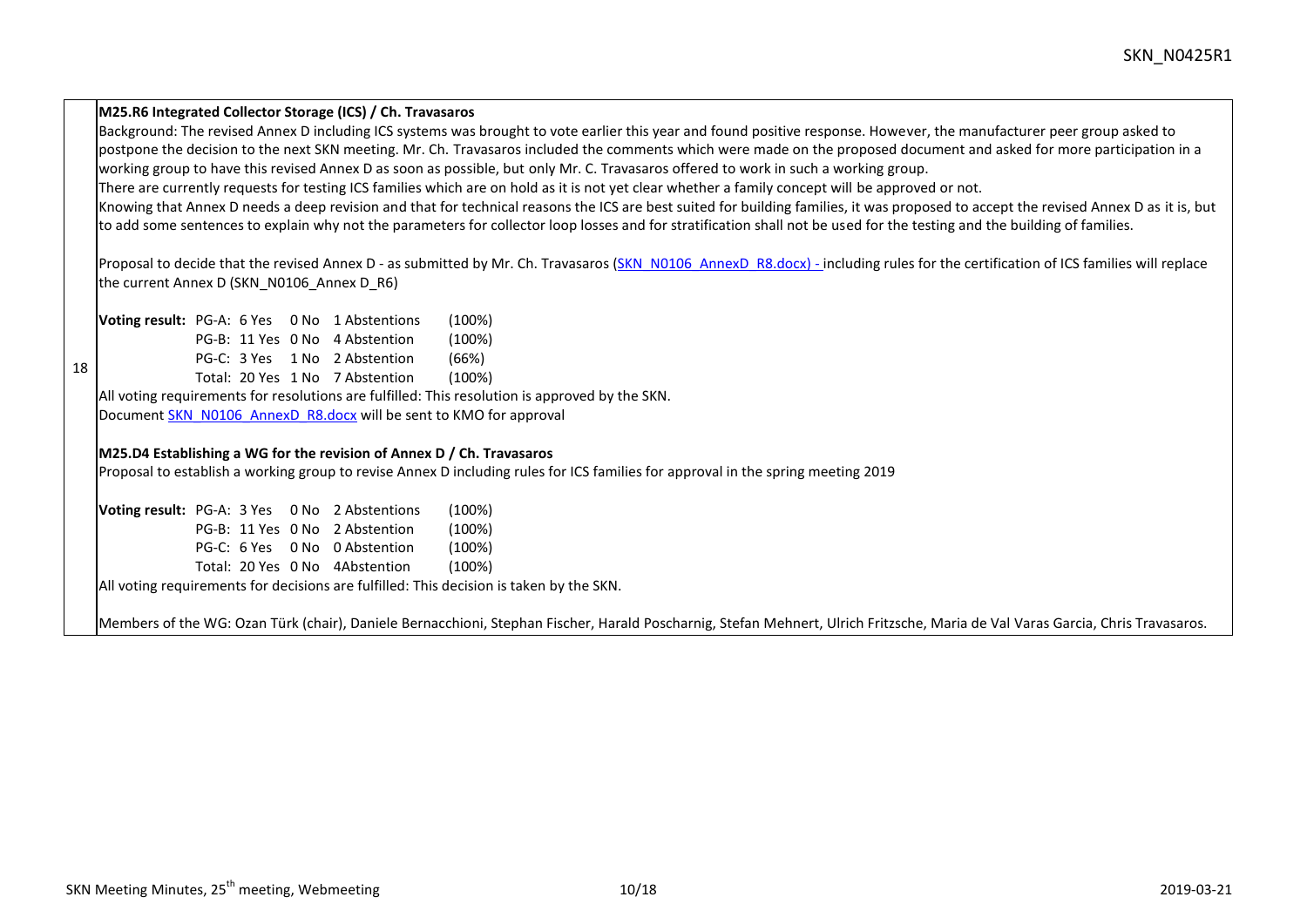**18**

**M25.R6 Integrated Collector Storage (ICS) / Ch. Travasaros**

Background: The revised Annex D including ICS systems was brought to vote earlier this year and found positive response. However, the manufacturer peer group asked to postpone the decision to the next SKN meeting. Mr. Ch. Travasaros included the comments which were made on the proposed document and asked for more participation in a working group to have this revised Annex D as soon as possible, but only Mr. C. Travasaros offered to work in such a working group.

There are currently requests for testing ICS families which are on hold as it is not yet clear whether a family concept will be approved or not.

Knowing that Annex D needs a deep revision and that for technical reasons the ICS are best suited for building families, it was proposed to accept the revised Annex D as it is, but to add some sentences to explain why not the parameters for collector loop losses and for stratification shall not be used for the testing and the building of families.

Proposal to decide that the revised Annex D - as submitted by Mr. Ch. Travasaros (SKN_N0106_AnnexD_R8.docx) - including rules for the certification of ICS families will replace the current Annex D (SKN_N0106_Annex D_R6)

| **Voting result:** | | | | |
|---|---|---|---|---|
| PG-A: | 6 Yes | 0 No | 1 Abstentions | (100%) |
| PG-B: | 11 Yes | 0 No | 4 Abstention | (100%) |
| PG-C: | 3 Yes | 1 No | 2 Abstention | (66%) |
| Total: | 20 Yes | 1 No | 7 Abstention | (100%) |

All voting requirements for resolutions are fulfilled: This resolution is approved by the SKN.

Document SKN_N0106_AnnexD_R8.docx will be sent to KMO for approval

**M25.D4 Establishing a WG for the revision of Annex D / Ch. Travasaros**

Proposal to establish a working group to revise Annex D including rules for ICS families for approval in the spring meeting 2019

| **Voting result:** | | | | |
|---|---|---|---|---|
| PG-A: | 3 Yes | 0 No | 2 Abstentions | (100%) |
| PG-B: | 11 Yes | 0 No | 2 Abstention | (100%) |
| PG-C: | 6 Yes | 0 No | 0 Abstention | (100%) |
| Total: | 20 Yes | 0 No | 4Abstention | (100%) |

All voting requirements for decisions are fulfilled: This decision is taken by the SKN.

Members of the WG: Ozan Türk (chair), Daniele Bernacchioni, Stephan Fischer, Harald Poscharnig, Stefan Mehnert, Ulrich Fritzsche, Maria de Val Varas Garcia, Chris Travasaros.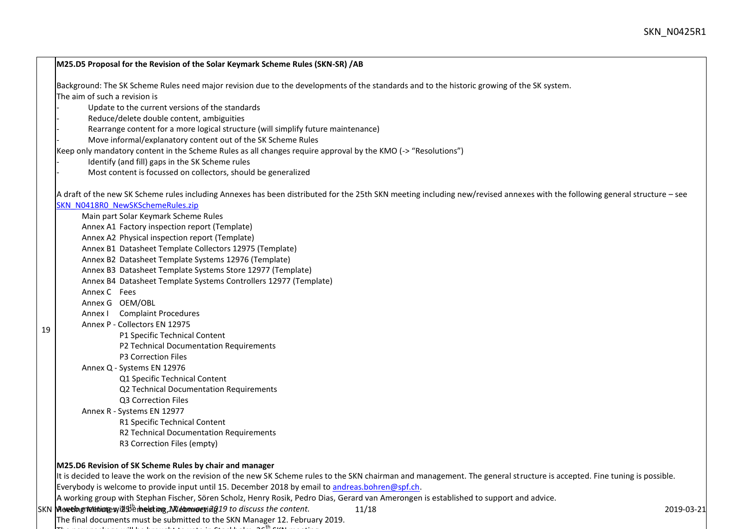| | |
|---|---|
| 19 | **M25.D5 Proposal for the Revision of the Solar Keymark Scheme Rules (SKN-SR) /AB**<br><br>Background: The SK Scheme Rules need major revision due to the developments of the standards and to the historic growing of the SK system.<br>The aim of such a revision is<br>- Update to the current versions of the standards<br>- Reduce/delete double content, ambiguities<br>- Rearrange content for a more logical structure (will simplify future maintenance)<br>- Move informal/explanatory content out of the SK Scheme Rules<br>Keep only mandatory content in the Scheme Rules as all changes require approval by the KMO (-> "Resolutions")<br>- Identify (and fill) gaps in the SK Scheme rules<br>- Most content is focussed on collectors, should be generalized<br><br>A draft of the new SK Scheme rules including Annexes has been distributed for the 25th SKN meeting including new/revised annexes with the following general structure – see SKN_N0418R0_NewSKSchemeRules.zip<br>Main part Solar Keymark Scheme Rules<br>Annex A1 Factory inspection report (Template)<br>Annex A2 Physical inspection report (Template)<br>Annex B1 Datasheet Template Collectors 12975 (Template)<br>Annex B2 Datasheet Template Systems 12976 (Template)<br>Annex B3 Datasheet Template Systems Store 12977 (Template)<br>Annex B4 Datasheet Template Systems Controllers 12977 (Template)<br>Annex C Fees<br>Annex G OEM/OBL<br>Annex I Complaint Procedures<br>Annex P - Collectors EN 12975<br>P1 Specific Technical Content<br>P2 Technical Documentation Requirements<br>P3 Correction Files<br>Annex Q - Systems EN 12976<br>Q1 Specific Technical Content<br>Q2 Technical Documentation Requirements<br>Q3 Correction Files<br>Annex R - Systems EN 12977<br>R1 Specific Technical Content<br>R2 Technical Documentation Requirements<br>R3 Correction Files (empty)<br><br>**M25.D6 Revision of SK Scheme Rules by chair and manager**<br>It is decided to leave the work on the revision of the new SK Scheme rules to the SKN chairman and management. The general structure is accepted. Fine tuning is possible.<br>Everybody is welcome to provide input until 15. December 2018 by email to andreas.bohren@spf.ch.<br>A working group with Stephan Fischer, Sören Scholz, Henry Rosik, Pedro Dias, Gerard van Amerongen is established to support and advice.<br>*A web meeting will be held on 17 January 2019 to discuss the content.*<br>The final documents must be submitted to the SKN Manager 12. February 2019. |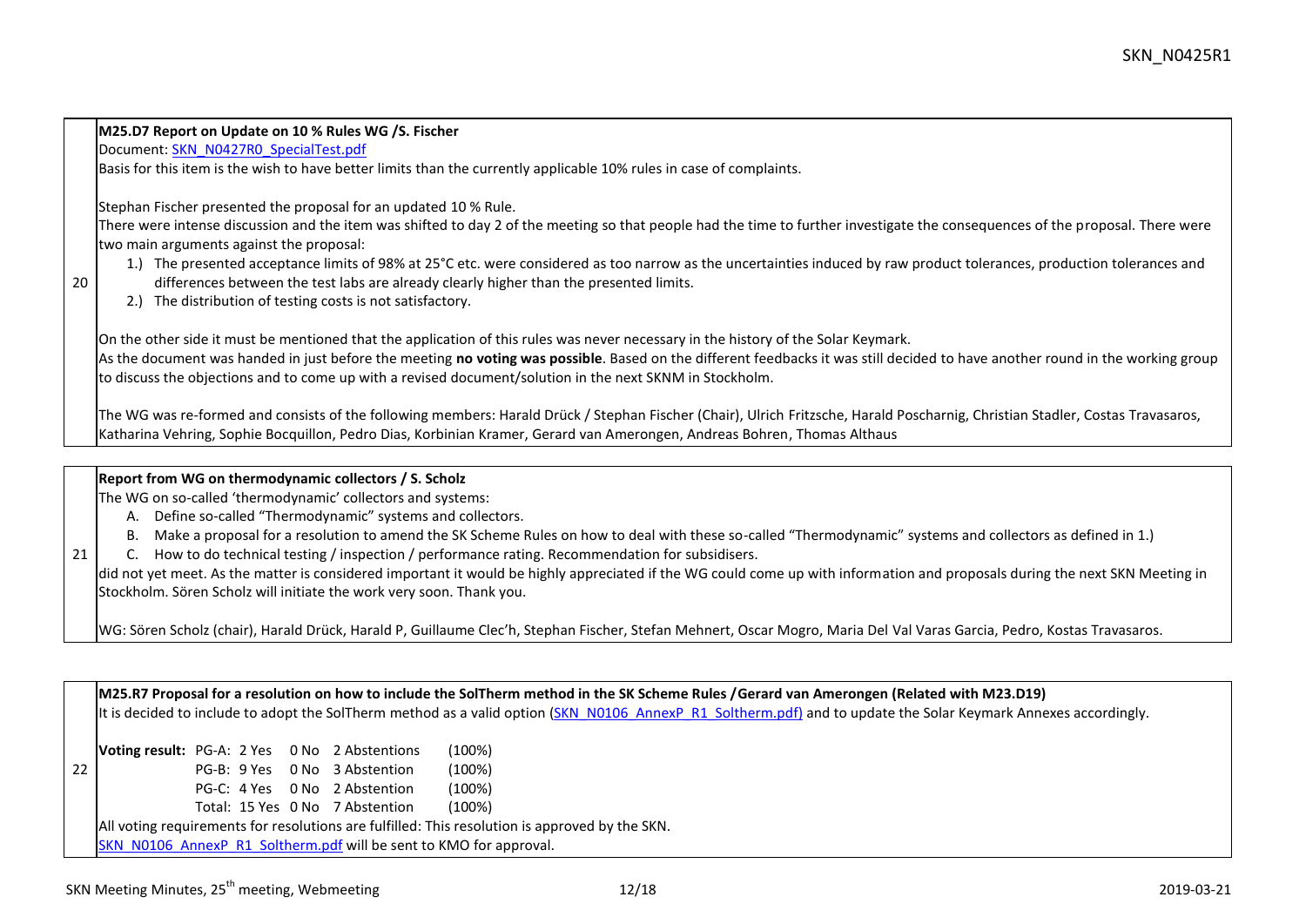| | |
|---|---|
| 20 | **M25.D7 Report on Update on 10 % Rules WG /S. Fischer**<br>Document: SKN_N0427R0_SpecialTest.pdf<br>Basis for this item is the wish to have better limits than the currently applicable 10% rules in case of complaints.<br><br>Stephan Fischer presented the proposal for an updated 10 % Rule.<br>There were intense discussion and the item was shifted to day 2 of the meeting so that people had the time to further investigate the consequences of the proposal. There were two main arguments against the proposal:<br>1.) The presented acceptance limits of 98% at 25°C etc. were considered as too narrow as the uncertainties induced by raw product tolerances, production tolerances and differences between the test labs are already clearly higher than the presented limits.<br>2.) The distribution of testing costs is not satisfactory.<br><br>On the other side it must be mentioned that the application of this rules was never necessary in the history of the Solar Keymark.<br>As the document was handed in just before the meeting **no voting was possible**. Based on the different feedbacks it was still decided to have another round in the working group to discuss the objections and to come up with a revised document/solution in the next SKNM in Stockholm.<br><br>The WG was re-formed and consists of the following members: Harald Drück / Stephan Fischer (Chair), Ulrich Fritzsche, Harald Poscharnig, Christian Stadler, Costas Travasaros, Katharina Vehring, Sophie Bocquillon, Pedro Dias, Korbinian Kramer, Gerard van Amerongen, Andreas Bohren, Thomas Althaus |

| | |
|---|---|
| 21 | **Report from WG on thermodynamic collectors / S. Scholz**<br>The WG on so-called 'thermodynamic' collectors and systems:<br>A. Define so-called "Thermodynamic" systems and collectors.<br>B. Make a proposal for a resolution to amend the SK Scheme Rules on how to deal with these so-called "Thermodynamic" systems and collectors as defined in 1.)<br>C. How to do technical testing / inspection / performance rating. Recommendation for subsidisers.<br>did not yet meet. As the matter is considered important it would be highly appreciated if the WG could come up with information and proposals during the next SKN Meeting in Stockholm. Sören Scholz will initiate the work very soon. Thank you.<br><br>WG: Sören Scholz (chair), Harald Drück, Harald P, Guillaume Clec'h, Stephan Fischer, Stefan Mehnert, Oscar Mogro, Maria Del Val Varas Garcia, Pedro, Kostas Travasaros. |

| | |
|---|---|
| 22 | **M25.R7 Proposal for a resolution on how to include the SolTherm method in the SK Scheme Rules /Gerard van Amerongen (Related with M23.D19)**<br>It is decided to include to adopt the SolTherm method as a valid option (SKN_N0106_AnnexP_R1_Soltherm.pdf) and to update the Solar Keymark Annexes accordingly.<br><br>**Voting result:** PG-A: 2 Yes 0 No 2 Abstentions (100%)<br>PG-B: 9 Yes 0 No 3 Abstention (100%)<br>PG-C: 4 Yes 0 No 2 Abstention (100%)<br>Total: 15 Yes 0 No 7 Abstention (100%)<br>All voting requirements for resolutions are fulfilled: This resolution is approved by the SKN.<br>SKN_N0106_AnnexP_R1_Soltherm.pdf will be sent to KMO for approval. |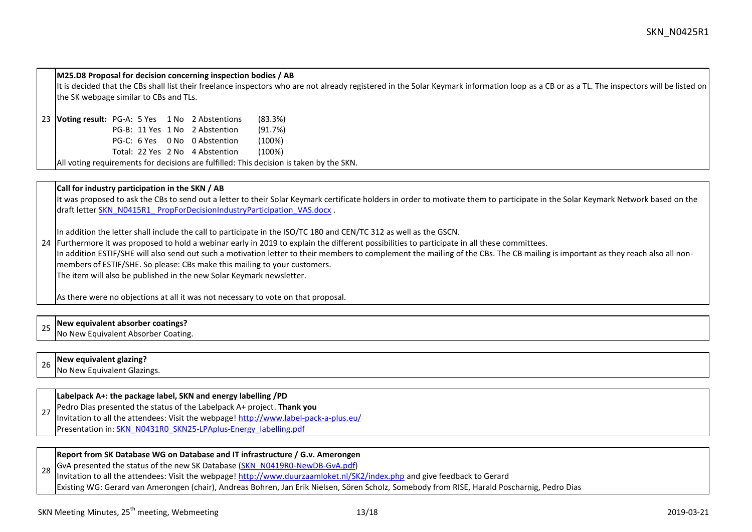| | |
|---|---|
| 23 | **M25.D8 Proposal for decision concerning inspection bodies / AB**<br>It is decided that the CBs shall list their freelance inspectors who are not already registered in the Solar Keymark information loop as a CB or as a TL. The inspectors will be listed on the SK webpage similar to CBs and TLs.<br><br>**Voting result:** PG-A: 5 Yes 1 No 2 Abstentions (83.3%)<br>PG-B: 11 Yes 1 No 2 Abstention (91.7%)<br>PG-C: 6 Yes 0 No 0 Abstention (100%)<br>Total: 22 Yes 2 No 4 Abstention (100%)<br>All voting requirements for decisions are fulfilled: This decision is taken by the SKN. |
| 24 | **Call for industry participation in the SKN / AB**<br>It was proposed to ask the CBs to send out a letter to their Solar Keymark certificate holders in order to motivate them to participate in the Solar Keymark Network based on the draft letter [SKN_N0415R1_ PropForDecisionIndustryParticipation_VAS.docx](SKN_N0415R1_ PropForDecisionIndustryParticipation_VAS.docx) .<br><br>In addition the letter shall include the call to participate in the ISO/TC 180 and CEN/TC 312 as well as the GSCN.<br>Furthermore it was proposed to hold a webinar early in 2019 to explain the different possibilities to participate in all these committees.<br>In addition ESTIF/SHE will also send out such a motivation letter to their members to complement the mailing of the CBs. The CB mailing is important as they reach also all non-members of ESTIF/SHE. So please: CBs make this mailing to your customers.<br>The item will also be published in the new Solar Keymark newsletter.<br><br>As there were no objections at all it was not necessary to vote on that proposal. |
| 25 | **New equivalent absorber coatings?**<br>No New Equivalent Absorber Coating. |
| 26 | **New equivalent glazing?**<br>No New Equivalent Glazings. |
| 27 | **Labelpack A+: the package label, SKN and energy labelling /PD**<br>Pedro Dias presented the status of the Labelpack A+ project. **Thank you**<br>Invitation to all the attendees: Visit the webpage! [http://www.label-pack-a-plus.eu/](http://www.label-pack-a-plus.eu/)<br>Presentation in: [SKN_N0431R0_SKN25-LPAplus-Energy_labelling.pdf](SKN_N0431R0_SKN25-LPAplus-Energy_labelling.pdf) |
| 28 | **Report from SK Database WG on Database and IT infrastructure / G.v. Amerongen**<br>GvA presented the status of the new SK Database ([SKN_N0419R0-NewDB-GvA.pdf](SKN_N0419R0-NewDB-GvA.pdf))<br>Invitation to all the attendees: Visit the webpage! [http://www.duurzaamloket.nl/SK2/index.php](http://www.duurzaamloket.nl/SK2/index.php) and give feedback to Gerard<br>Existing WG: Gerard van Amerongen (chair), Andreas Bohren, Jan Erik Nielsen, Sören Scholz, Somebody from RISE, Harald Poscharnig, Pedro Dias |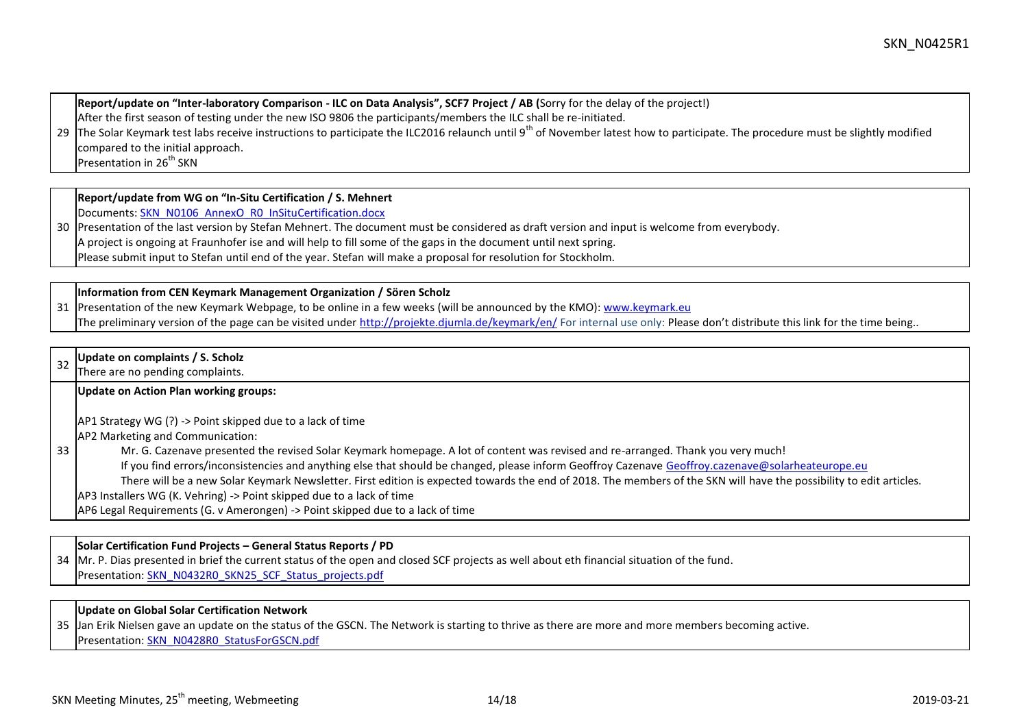| | |
|---|---|
| 29 | **Report/update on "Inter-laboratory Comparison - ILC on Data Analysis", SCF7 Project / AB (**Sorry for the delay of the project!)<br>After the first season of testing under the new ISO 9806 the participants/members the ILC shall be re-initiated.<br>The Solar Keymark test labs receive instructions to participate the ILC2016 relaunch until 9th of November latest how to participate. The procedure must be slightly modified compared to the initial approach.<br>Presentation in 26th SKN |
| 30 | **Report/update from WG on "In-Situ Certification / S. Mehnert**<br>Documents: SKN_N0106_AnnexO_R0_InSituCertification.docx<br>Presentation of the last version by Stefan Mehnert. The document must be considered as draft version and input is welcome from everybody.<br>A project is ongoing at Fraunhofer ise and will help to fill some of the gaps in the document until next spring.<br>Please submit input to Stefan until end of the year. Stefan will make a proposal for resolution for Stockholm. |
| 31 | **Information from CEN Keymark Management Organization / Sören Scholz**<br>Presentation of the new Keymark Webpage, to be online in a few weeks (will be announced by the KMO): www.keymark.eu<br>The preliminary version of the page can be visited under http://projekte.djumla.de/keymark/en/ For internal use only: Please don't distribute this link for the time being.. |
| 32 | **Update on complaints / S. Scholz**<br>There are no pending complaints. |
| 33 | **Update on Action Plan working groups:**<br><br>AP1 Strategy WG (?) -> Point skipped due to a lack of time<br>AP2 Marketing and Communication:<br>Mr. G. Cazenave presented the revised Solar Keymark homepage. A lot of content was revised and re-arranged. Thank you very much!<br>If you find errors/inconsistencies and anything else that should be changed, please inform Geoffroy Cazenave Geoffroy.cazenave@solarheateurope.eu<br>There will be a new Solar Keymark Newsletter. First edition is expected towards the end of 2018. The members of the SKN will have the possibility to edit articles.<br>AP3 Installers WG (K. Vehring) -> Point skipped due to a lack of time<br>AP6 Legal Requirements (G. v Amerongen) -> Point skipped due to a lack of time |
| 34 | **Solar Certification Fund Projects – General Status Reports / PD**<br>Mr. P. Dias presented in brief the current status of the open and closed SCF projects as well about eth financial situation of the fund.<br>Presentation: SKN_N0432R0_SKN25_SCF_Status_projects.pdf |
| 35 | **Update on Global Solar Certification Network**<br>Jan Erik Nielsen gave an update on the status of the GSCN. The Network is starting to thrive as there are more and more members becoming active.<br>Presentation: SKN_N0428R0_StatusForGSCN.pdf |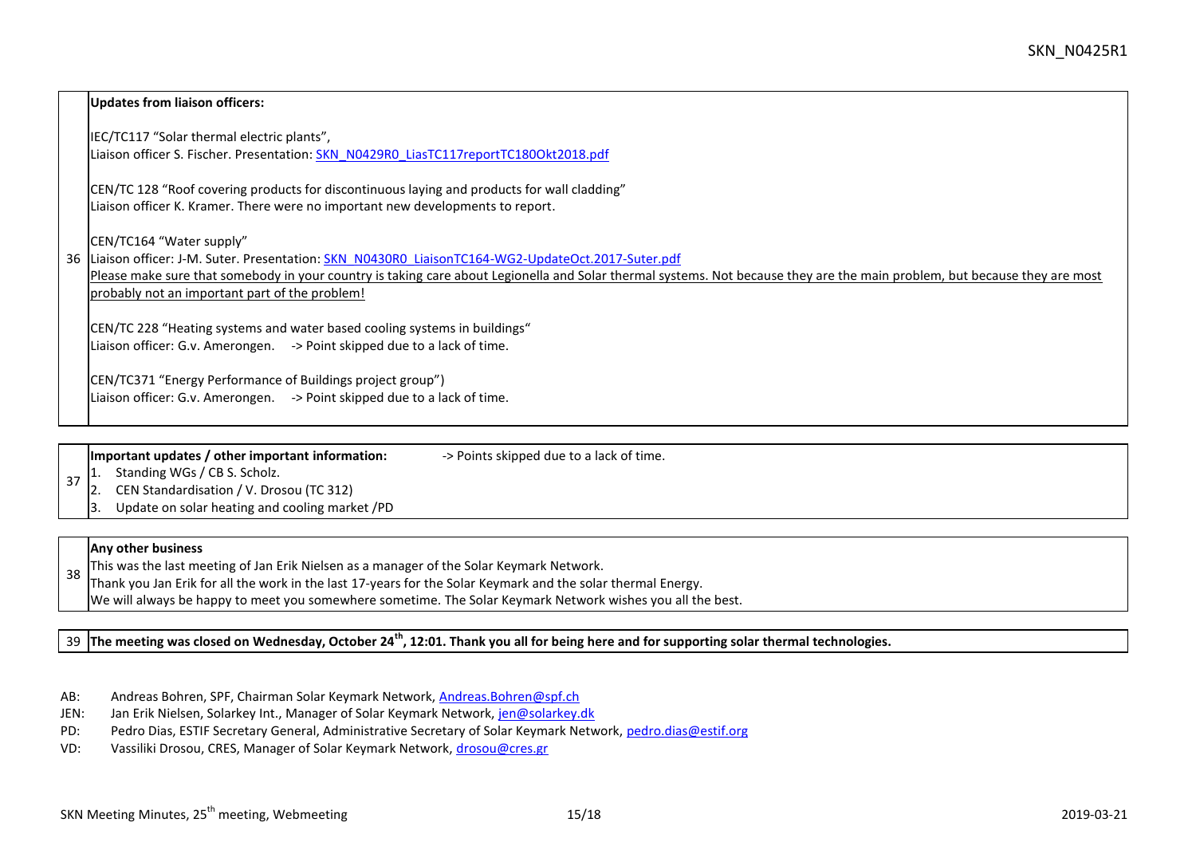| | |
|---|---|
| 36 | **Updates from liaison officers:**<br><br>IEC/TC117 “Solar thermal electric plants”,<br>Liaison officer S. Fischer. Presentation: SKN_N0429R0_LiasTC117reportTC180Okt2018.pdf<br><br>CEN/TC 128 “Roof covering products for discontinuous laying and products for wall cladding”<br>Liaison officer K. Kramer. There were no important new developments to report.<br><br>CEN/TC164 “Water supply”<br>Liaison officer: J-M. Suter. Presentation: SKN_N0430R0_LiaisonTC164-WG2-UpdateOct.2017-Suter.pdf<br>Please make sure that somebody in your country is taking care about Legionella and Solar thermal systems. Not because they are the main problem, but because they are most probably not an important part of the problem!<br><br>CEN/TC 228 “Heating systems and water based cooling systems in buildings“<br>Liaison officer: G.v. Amerongen. -> Point skipped due to a lack of time.<br><br>CEN/TC371 “Energy Performance of Buildings project group”)<br>Liaison officer: G.v. Amerongen. -> Point skipped due to a lack of time. |
| 37 | **Important updates / other important information:** -> Points skipped due to a lack of time.<br>1. Standing WGs / CB S. Scholz.<br>2. CEN Standardisation / V. Drosou (TC 312)<br>3. Update on solar heating and cooling market /PD |
| 38 | **Any other business**<br>This was the last meeting of Jan Erik Nielsen as a manager of the Solar Keymark Network.<br>Thank you Jan Erik for all the work in the last 17-years for the Solar Keymark and the solar thermal Energy.<br>We will always be happy to meet you somewhere sometime. The Solar Keymark Network wishes you all the best. |
| 39 | **The meeting was closed on Wednesday, October 24th, 12:01. Thank you all for being here and for supporting solar thermal technologies.** |

AB: Andreas Bohren, SPF, Chairman Solar Keymark Network, Andreas.Bohren@spf.ch
JEN: Jan Erik Nielsen, Solarkey Int., Manager of Solar Keymark Network, jen@solarkey.dk
PD: Pedro Dias, ESTIF Secretary General, Administrative Secretary of Solar Keymark Network, pedro.dias@estif.org
VD: Vassiliki Drosou, CRES, Manager of Solar Keymark Network, drosou@cres.gr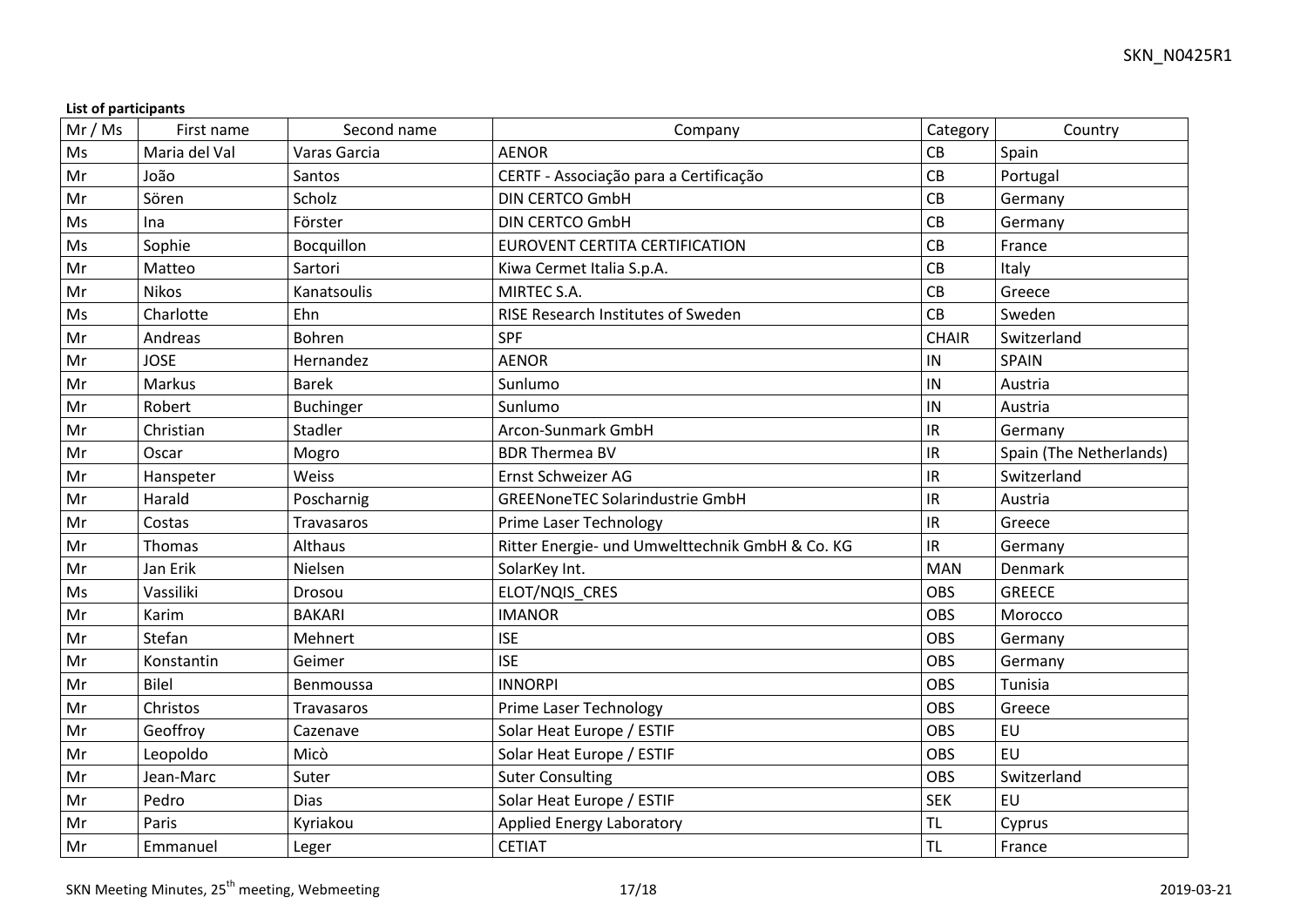**List of participants**

| Mr / Ms | First name | Second name | Company | Category | Country |
|---|---|---|---|---|---|
| Ms | Maria del Val | Varas Garcia | AENOR | CB | Spain |
| Mr | João | Santos | CERTF - Associação para a Certificação | CB | Portugal |
| Mr | Sören | Scholz | DIN CERTCO GmbH | CB | Germany |
| Ms | Ina | Förster | DIN CERTCO GmbH | CB | Germany |
| Ms | Sophie | Bocquillon | EUROVENT CERTITA CERTIFICATION | CB | France |
| Mr | Matteo | Sartori | Kiwa Cermet Italia S.p.A. | CB | Italy |
| Mr | Nikos | Kanatsoulis | MIRTEC S.A. | CB | Greece |
| Ms | Charlotte | Ehn | RISE Research Institutes of Sweden | CB | Sweden |
| Mr | Andreas | Bohren | SPF | CHAIR | Switzerland |
| Mr | JOSE | Hernandez | AENOR | IN | SPAIN |
| Mr | Markus | Barek | Sunlumo | IN | Austria |
| Mr | Robert | Buchinger | Sunlumo | IN | Austria |
| Mr | Christian | Stadler | Arcon-Sunmark GmbH | IR | Germany |
| Mr | Oscar | Mogro | BDR Thermea BV | IR | Spain (The Netherlands) |
| Mr | Hanspeter | Weiss | Ernst Schweizer AG | IR | Switzerland |
| Mr | Harald | Poscharnig | GREENoneTEC Solarindustrie GmbH | IR | Austria |
| Mr | Costas | Travasaros | Prime Laser Technology | IR | Greece |
| Mr | Thomas | Althaus | Ritter Energie- und Umwelttechnik GmbH & Co. KG | IR | Germany |
| Mr | Jan Erik | Nielsen | SolarKey Int. | MAN | Denmark |
| Ms | Vassiliki | Drosou | ELOT/NQIS_CRES | OBS | GREECE |
| Mr | Karim | BAKARI | IMANOR | OBS | Morocco |
| Mr | Stefan | Mehnert | ISE | OBS | Germany |
| Mr | Konstantin | Geimer | ISE | OBS | Germany |
| Mr | Bilel | Benmoussa | INNORPI | OBS | Tunisia |
| Mr | Christos | Travasaros | Prime Laser Technology | OBS | Greece |
| Mr | Geoffroy | Cazenave | Solar Heat Europe / ESTIF | OBS | EU |
| Mr | Leopoldo | Micò | Solar Heat Europe / ESTIF | OBS | EU |
| Mr | Jean-Marc | Suter | Suter Consulting | OBS | Switzerland |
| Mr | Pedro | Dias | Solar Heat Europe / ESTIF | SEK | EU |
| Mr | Paris | Kyriakou | Applied Energy Laboratory | TL | Cyprus |
| Mr | Emmanuel | Leger | CETIAT | TL | France |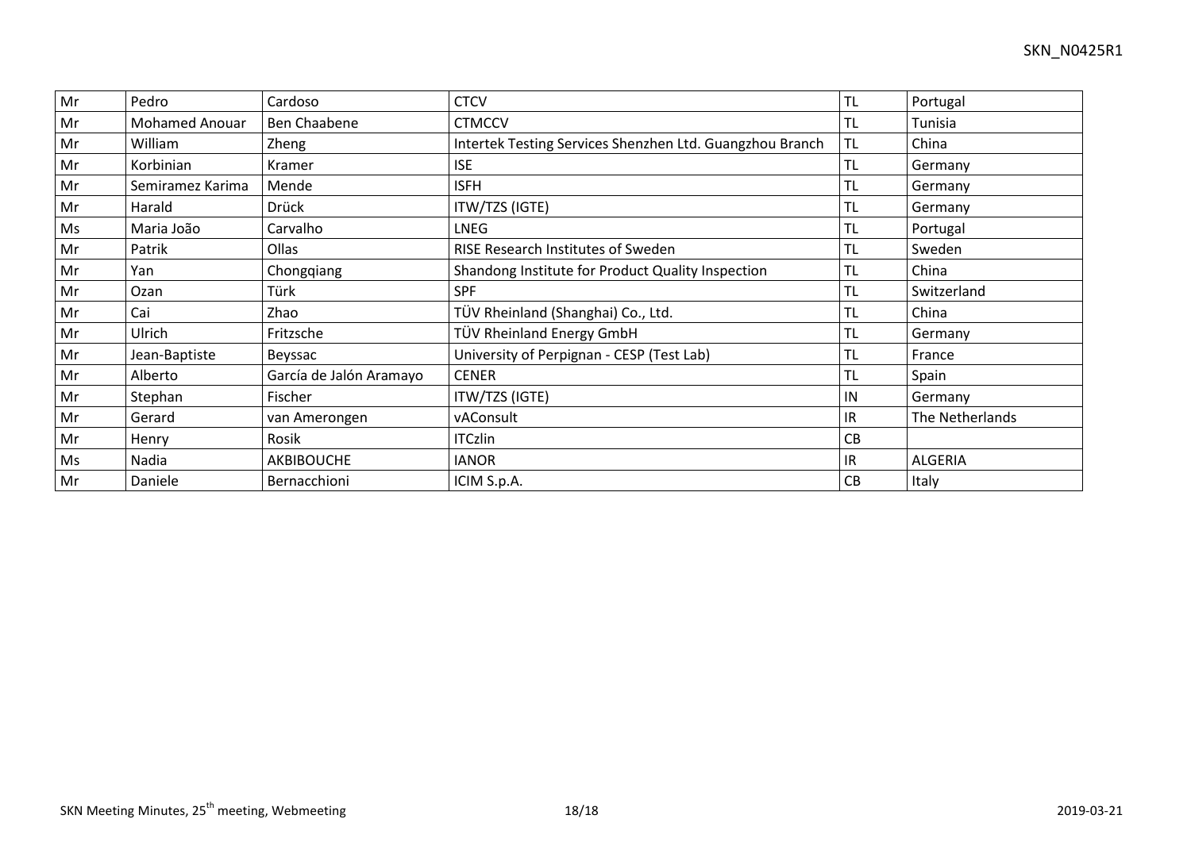| | | | | | |
|---|---|---|---|---|---|
| Mr | Pedro | Cardoso | CTCV | TL | Portugal |
| Mr | Mohamed Anouar | Ben Chaabene | CTMCCV | TL | Tunisia |
| Mr | William | Zheng | Intertek Testing Services Shenzhen Ltd. Guangzhou Branch | TL | China |
| Mr | Korbinian | Kramer | ISE | TL | Germany |
| Mr | Semiramez Karima | Mende | ISFH | TL | Germany |
| Mr | Harald | Drück | ITW/TZS (IGTE) | TL | Germany |
| Ms | Maria João | Carvalho | LNEG | TL | Portugal |
| Mr | Patrik | Ollas | RISE Research Institutes of Sweden | TL | Sweden |
| Mr | Yan | Chongqiang | Shandong Institute for Product Quality Inspection | TL | China |
| Mr | Ozan | Türk | SPF | TL | Switzerland |
| Mr | Cai | Zhao | TÜV Rheinland (Shanghai) Co., Ltd. | TL | China |
| Mr | Ulrich | Fritzsche | TÜV Rheinland Energy GmbH | TL | Germany |
| Mr | Jean-Baptiste | Beyssac | University of Perpignan - CESP (Test Lab) | TL | France |
| Mr | Alberto | García de Jalón Aramayo | CENER | TL | Spain |
| Mr | Stephan | Fischer | ITW/TZS (IGTE) | IN | Germany |
| Mr | Gerard | van Amerongen | vAConsult | IR | The Netherlands |
| Mr | Henry | Rosik | ITCzlin | CB | |
| Ms | Nadia | AKBIBOUCHE | IANOR | IR | ALGERIA |
| Mr | Daniele | Bernacchioni | ICIM S.p.A. | CB | Italy |